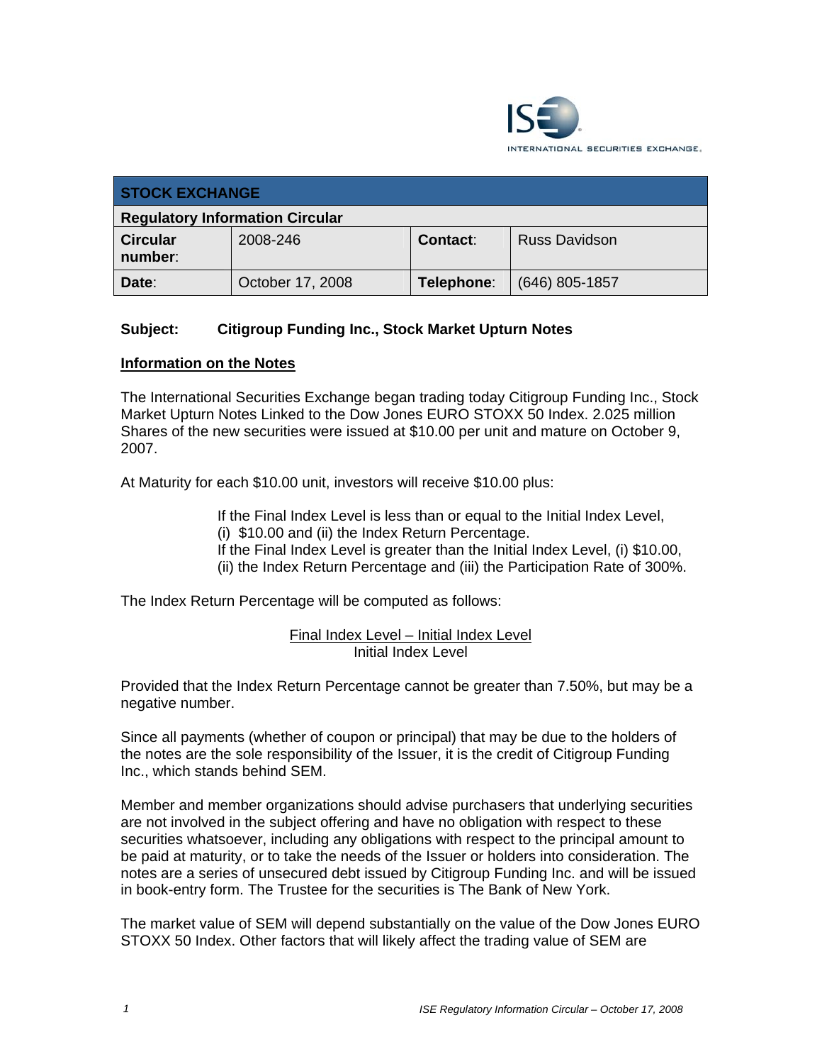| STOCK EXCHANGE | | | |
|---|---|---|---|
| **Regulatory Information Circular** | | | |
| **Circular number**: | 2008-246 | **Contact**: | Russ Davidson |
| **Date**: | October 17, 2008 | **Telephone**: | (646) 805-1857 |

**Subject: Citigroup Funding Inc., Stock Market Upturn Notes**

**Information on the Notes**

The International Securities Exchange began trading today Citigroup Funding Inc., Stock Market Upturn Notes Linked to the Dow Jones EURO STOXX 50 Index. 2.025 million Shares of the new securities were issued at $10.00 per unit and mature on October 9, 2007.

At Maturity for each $10.00 unit, investors will receive $10.00 plus:

> If the Final Index Level is less than or equal to the Initial Index Level, (i) $10.00 and (ii) the Index Return Percentage.
> If the Final Index Level is greater than the Initial Index Level, (i) $10.00, (ii) the Index Return Percentage and (iii) the Participation Rate of 300%.

The Index Return Percentage will be computed as follows:

$$\frac{\text{Final Index Level} - \text{Initial Index Level}}{\text{Initial Index Level}}$$

Provided that the Index Return Percentage cannot be greater than 7.50%, but may be a negative number.

Since all payments (whether of coupon or principal) that may be due to the holders of the notes are the sole responsibility of the Issuer, it is the credit of Citigroup Funding Inc., which stands behind SEM.

Member and member organizations should advise purchasers that underlying securities are not involved in the subject offering and have no obligation with respect to these securities whatsoever, including any obligations with respect to the principal amount to be paid at maturity, or to take the needs of the Issuer or holders into consideration. The notes are a series of unsecured debt issued by Citigroup Funding Inc. and will be issued in book-entry form. The Trustee for the securities is The Bank of New York.

The market value of SEM will depend substantially on the value of the Dow Jones EURO STOXX 50 Index. Other factors that will likely affect the trading value of SEM are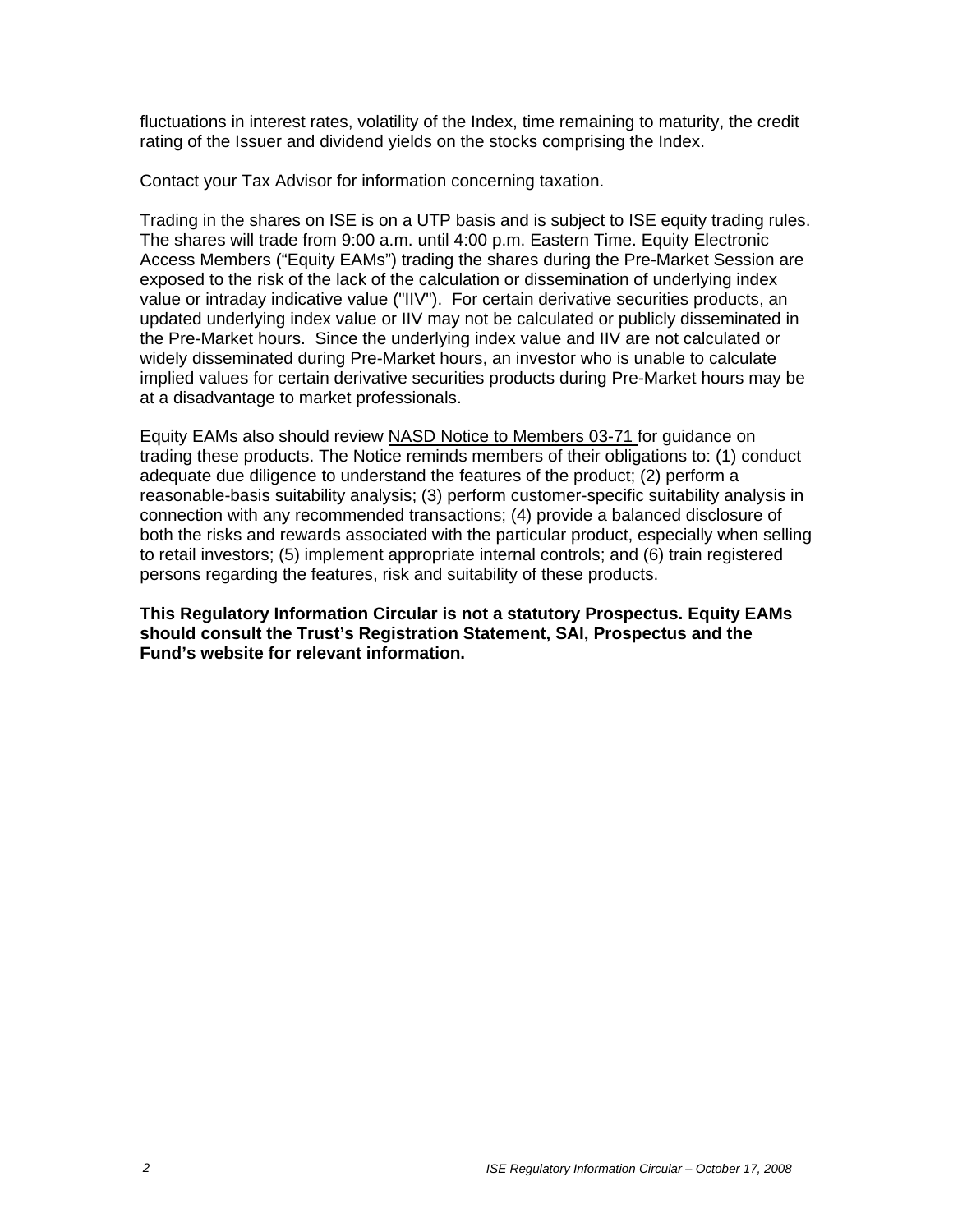fluctuations in interest rates, volatility of the Index, time remaining to maturity, the credit rating of the Issuer and dividend yields on the stocks comprising the Index.

Contact your Tax Advisor for information concerning taxation.

Trading in the shares on ISE is on a UTP basis and is subject to ISE equity trading rules. The shares will trade from 9:00 a.m. until 4:00 p.m. Eastern Time. Equity Electronic Access Members ("Equity EAMs") trading the shares during the Pre-Market Session are exposed to the risk of the lack of the calculation or dissemination of underlying index value or intraday indicative value ("IIV"). For certain derivative securities products, an updated underlying index value or IIV may not be calculated or publicly disseminated in the Pre-Market hours. Since the underlying index value and IIV are not calculated or widely disseminated during Pre-Market hours, an investor who is unable to calculate implied values for certain derivative securities products during Pre-Market hours may be at a disadvantage to market professionals.

Equity EAMs also should review NASD Notice to Members 03-71 for guidance on trading these products. The Notice reminds members of their obligations to: (1) conduct adequate due diligence to understand the features of the product; (2) perform a reasonable-basis suitability analysis; (3) perform customer-specific suitability analysis in connection with any recommended transactions; (4) provide a balanced disclosure of both the risks and rewards associated with the particular product, especially when selling to retail investors; (5) implement appropriate internal controls; and (6) train registered persons regarding the features, risk and suitability of these products.

**This Regulatory Information Circular is not a statutory Prospectus. Equity EAMs should consult the Trust's Registration Statement, SAI, Prospectus and the Fund's website for relevant information.**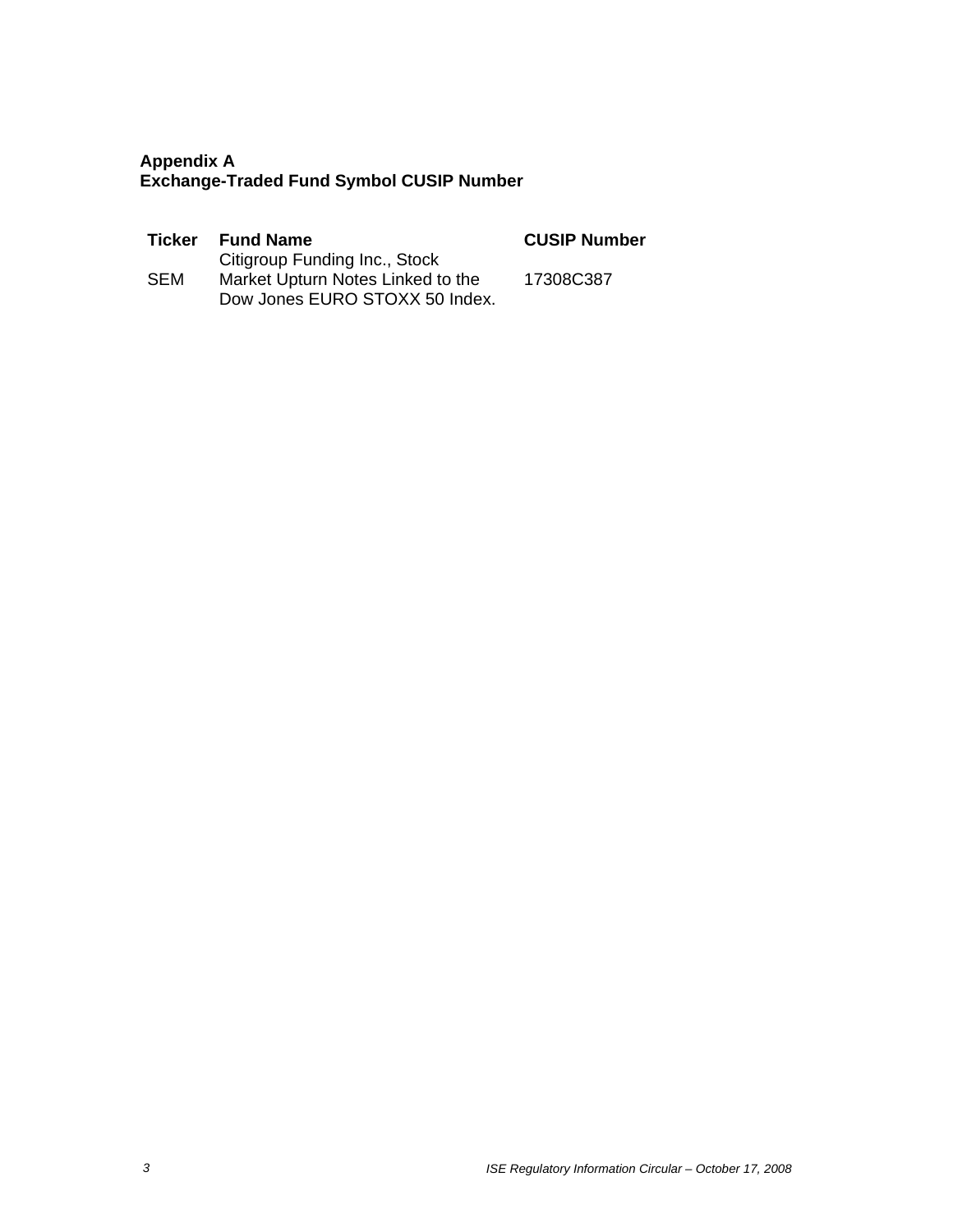**Appendix A**
**Exchange-Traded Fund Symbol CUSIP Number**

| Ticker | Fund Name | CUSIP Number |
|---|---|---|
| SEM | Citigroup Funding Inc., Stock Market Upturn Notes Linked to the Dow Jones EURO STOXX 50 Index. | 17308C387 |